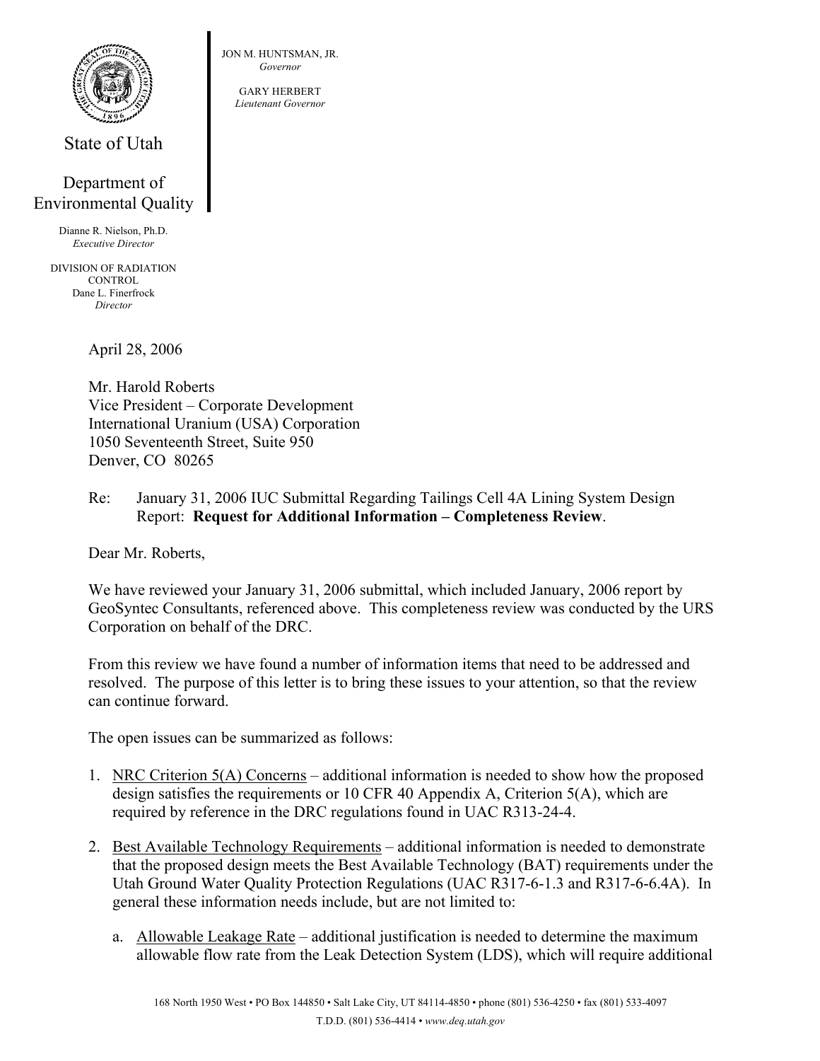State of Utah

Department of Environmental Quality

Dianne R. Nielson, Ph.D.
*Executive Director*

DIVISION OF RADIATION CONTROL
Dane L. Finerfrock
*Director*

JON M. HUNTSMAN, JR.
*Governor*

GARY HERBERT
*Lieutenant Governor*

April 28, 2006

Mr. Harold Roberts
Vice President – Corporate Development
International Uranium (USA) Corporation
1050 Seventeenth Street, Suite 950
Denver, CO 80265

Re: January 31, 2006 IUC Submittal Regarding Tailings Cell 4A Lining System Design Report: **Request for Additional Information – Completeness Review**.

Dear Mr. Roberts,

We have reviewed your January 31, 2006 submittal, which included January, 2006 report by GeoSyntec Consultants, referenced above. This completeness review was conducted by the URS Corporation on behalf of the DRC.

From this review we have found a number of information items that need to be addressed and resolved. The purpose of this letter is to bring these issues to your attention, so that the review can continue forward.

The open issues can be summarized as follows:

1. <u>NRC Criterion 5(A) Concerns</u> – additional information is needed to show how the proposed design satisfies the requirements or 10 CFR 40 Appendix A, Criterion 5(A), which are required by reference in the DRC regulations found in UAC R313-24-4.

2. <u>Best Available Technology Requirements</u> – additional information is needed to demonstrate that the proposed design meets the Best Available Technology (BAT) requirements under the Utah Ground Water Quality Protection Regulations (UAC R317-6-1.3 and R317-6-6.4A). In general these information needs include, but are not limited to:

   a. <u>Allowable Leakage Rate</u> – additional justification is needed to determine the maximum allowable flow rate from the Leak Detection System (LDS), which will require additional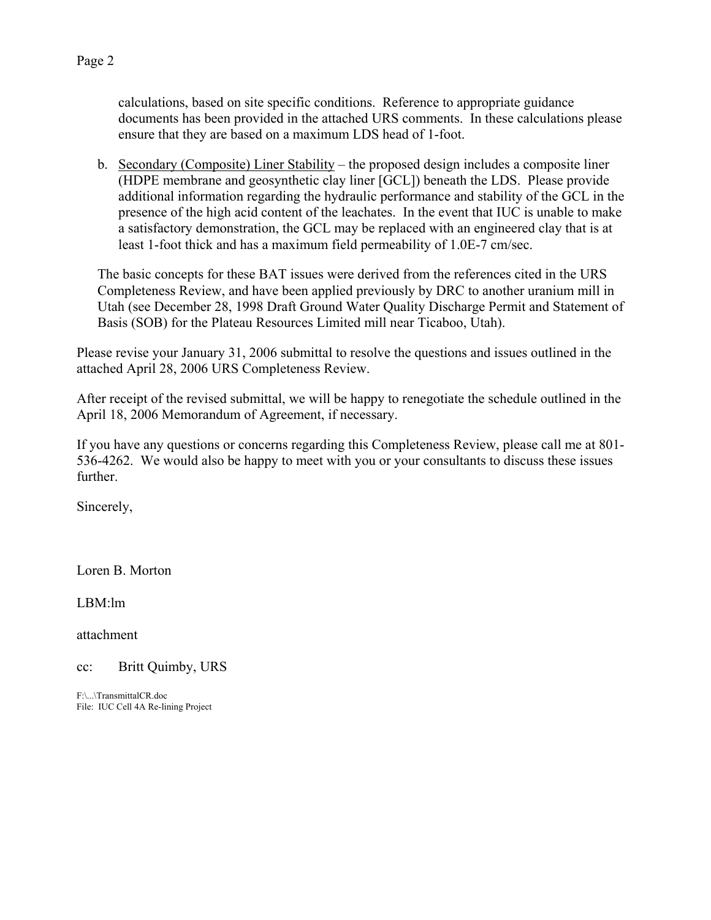calculations, based on site specific conditions. Reference to appropriate guidance documents has been provided in the attached URS comments. In these calculations please ensure that they are based on a maximum LDS head of 1-foot.

b. Secondary (Composite) Liner Stability – the proposed design includes a composite liner (HDPE membrane and geosynthetic clay liner [GCL]) beneath the LDS. Please provide additional information regarding the hydraulic performance and stability of the GCL in the presence of the high acid content of the leachates. In the event that IUC is unable to make a satisfactory demonstration, the GCL may be replaced with an engineered clay that is at least 1-foot thick and has a maximum field permeability of 1.0E-7 cm/sec.

The basic concepts for these BAT issues were derived from the references cited in the URS Completeness Review, and have been applied previously by DRC to another uranium mill in Utah (see December 28, 1998 Draft Ground Water Quality Discharge Permit and Statement of Basis (SOB) for the Plateau Resources Limited mill near Ticaboo, Utah).

Please revise your January 31, 2006 submittal to resolve the questions and issues outlined in the attached April 28, 2006 URS Completeness Review.

After receipt of the revised submittal, we will be happy to renegotiate the schedule outlined in the April 18, 2006 Memorandum of Agreement, if necessary.

If you have any questions or concerns regarding this Completeness Review, please call me at 801-536-4262. We would also be happy to meet with you or your consultants to discuss these issues further.

Sincerely,

Loren B. Morton

LBM:lm

attachment

cc: Britt Quimby, URS

F:\...\TransmittalCR.doc
File: IUC Cell 4A Re-lining Project